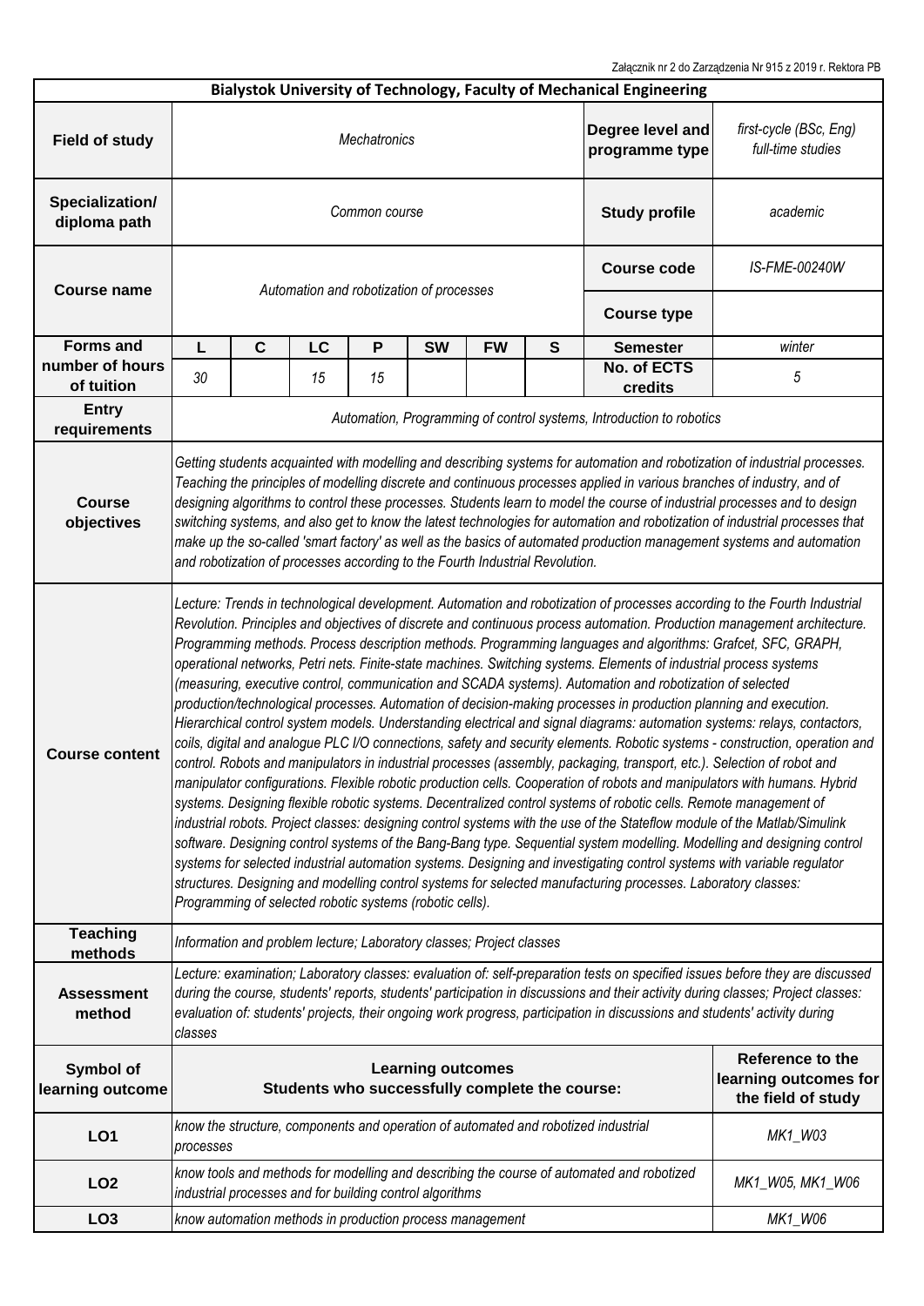Załącznik nr 2 do Zarządzenia Nr 915 z 2019 r. Rektora PB

| Bialystok University of Technology, Faculty of Mechanical Engineering | | | | | | | | | |
|---|---|---|---|---|---|---|---|---|---|
| **Field of study** | *Mechatronics* | | | | | | | **Degree level and programme type** | *first-cycle (BSc, Eng) full-time studies* |
| **Specialization/ diploma path** | *Common course* | | | | | | | **Study profile** | *academic* |
| **Course name** | *Automation and robotization of processes* | | | | | | | **Course code** | *IS-FME-00240W* |
| | | | | | | | | **Course type** | |
| **Forms and number of hours of tuition** | **L** | **C** | **LC** | **P** | **SW** | **FW** | **S** | **Semester** | *winter* |
| | *30* | | *15* | *15* | | | | **No. of ECTS credits** | *5* |
| **Entry requirements** | *Automation, Programming of control systems, Introduction to robotics* | | | | | | | | |
| **Course objectives** | *Getting students acquainted with modelling and describing systems for automation and robotization of industrial processes. Teaching the principles of modelling discrete and continuous processes applied in various branches of industry, and of designing algorithms to control these processes. Students learn to model the course of industrial processes and to design switching systems, and also get to know the latest technologies for automation and robotization of industrial processes that make up the so-called 'smart factory' as well as the basics of automated production management systems and automation and robotization of processes according to the Fourth Industrial Revolution.* | | | | | | | | |
| **Course content** | *Lecture: Trends in technological development. Automation and robotization of processes according to the Fourth Industrial Revolution. Principles and objectives of discrete and continuous process automation. Production management architecture. Programming methods. Process description methods. Programming languages and algorithms: Grafcet, SFC, GRAPH, operational networks, Petri nets. Finite-state machines. Switching systems. Elements of industrial process systems (measuring, executive control, communication and SCADA systems). Automation and robotization of selected production/technological processes. Automation of decision-making processes in production planning and execution. Hierarchical control system models. Understanding electrical and signal diagrams: automation systems: relays, contactors, coils, digital and analogue PLC I/O connections, safety and security elements. Robotic systems - construction, operation and control. Robots and manipulators in industrial processes (assembly, packaging, transport, etc.). Selection of robot and manipulator configurations. Flexible robotic production cells. Cooperation of robots and manipulators with humans. Hybrid systems. Designing flexible robotic systems. Decentralized control systems of robotic cells. Remote management of industrial robots. Project classes: designing control systems with the use of the Stateflow module of the Matlab/Simulink software. Designing control systems of the Bang-Bang type. Sequential system modelling. Modelling and designing control systems for selected industrial automation systems. Designing and investigating control systems with variable regulator structures. Designing and modelling control systems for selected manufacturing processes. Laboratory classes: Programming of selected robotic systems (robotic cells).* | | | | | | | | |
| **Teaching methods** | *Information and problem lecture; Laboratory classes; Project classes* | | | | | | | | |
| **Assessment method** | *Lecture: examination; Laboratory classes: evaluation of: self-preparation tests on specified issues before they are discussed during the course, students' reports, students' participation in discussions and their activity during classes; Project classes: evaluation of: students' projects, their ongoing work progress, participation in discussions and students' activity during classes* | | | | | | | | |
| **Symbol of learning outcome** | **Learning outcomes Students who successfully complete the course:** | | | | | | | | **Reference to the learning outcomes for the field of study** |
| **LO1** | *know the structure, components and operation of automated and robotized industrial processes* | | | | | | | | *MK1_W03* |
| **LO2** | *know tools and methods for modelling and describing the course of automated and robotized industrial processes and for building control algorithms* | | | | | | | | *MK1_W05, MK1_W06* |
| **LO3** | *know automation methods in production process management* | | | | | | | | *MK1_W06* |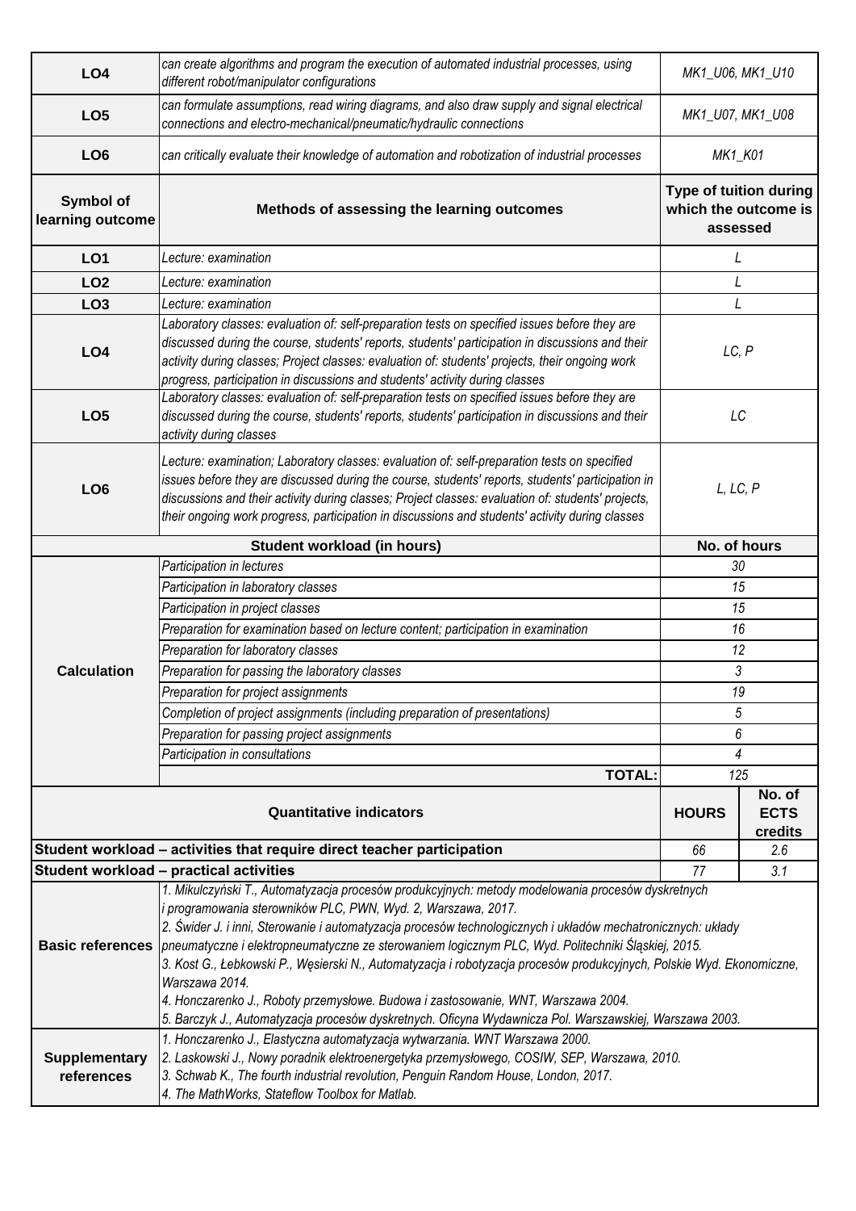| | | |
|---|---|---|
| **LO4** | *can create algorithms and program the execution of automated industrial processes, using different robot/manipulator configurations* | *MK1_U06, MK1_U10* |
| **LO5** | *can formulate assumptions, read wiring diagrams, and also draw supply and signal electrical connections and electro-mechanical/pneumatic/hydraulic connections* | *MK1_U07, MK1_U08* |
| **LO6** | *can critically evaluate their knowledge of automation and robotization of industrial processes* | *MK1_K01* |

| Symbol of learning outcome | Methods of assessing the learning outcomes | Type of tuition during which the outcome is assessed |
|---|---|---|
| **LO1** | *Lecture: examination* | *L* |
| **LO2** | *Lecture: examination* | *L* |
| **LO3** | *Lecture: examination* | *L* |
| **LO4** | *Laboratory classes: evaluation of: self-preparation tests on specified issues before they are discussed during the course, students' reports, students' participation in discussions and their activity during classes; Project classes: evaluation of: students' projects, their ongoing work progress, participation in discussions and students' activity during classes* | *LC, P* |
| **LO5** | *Laboratory classes: evaluation of: self-preparation tests on specified issues before they are discussed during the course, students' reports, students' participation in discussions and their activity during classes* | *LC* |
| **LO6** | *Lecture: examination; Laboratory classes: evaluation of: self-preparation tests on specified issues before they are discussed during the course, students' reports, students' participation in discussions and their activity during classes; Project classes: evaluation of: students' projects, their ongoing work progress, participation in discussions and students' activity during classes* | *L, LC, P* |

| Student workload (in hours) | | No. of hours |
|---|---|---|
| **Calculation** | *Participation in lectures* | *30* |
| | *Participation in laboratory classes* | *15* |
| | *Participation in project classes* | *15* |
| | *Preparation for examination based on lecture content; participation in examination* | *16* |
| | *Preparation for laboratory classes* | *12* |
| | *Preparation for passing the laboratory classes* | *3* |
| | *Preparation for project assignments* | *19* |
| | *Completion of project assignments (including preparation of presentations)* | *5* |
| | *Preparation for passing project assignments* | *6* |
| | *Participation in consultations* | *4* |
| | **TOTAL:** | *125* |

| Quantitative indicators | HOURS | No. of ECTS credits |
|---|---|---|
| **Student workload – activities that require direct teacher participation** | *66* | *2.6* |
| **Student workload – practical activities** | *77* | *3.1* |

| | |
|---|---|
| **Basic references** | *1. Mikulczyński T., Automatyzacja procesów produkcyjnych: metody modelowania procesów dyskretnych i programowania sterowników PLC, PWN, Wyd. 2, Warszawa, 2017.*<br>*2. Świder J. i inni, Sterowanie i automatyzacja procesów technologicznych i układów mechatronicznych: układy pneumatyczne i elektropneumatyczne ze sterowaniem logicznym PLC, Wyd. Politechniki Śląskiej, 2015.*<br>*3. Kost G., Łebkowski P., Węsierski N., Automatyzacja i robotyzacja procesów produkcyjnych, Polskie Wyd. Ekonomiczne, Warszawa 2014.*<br>*4. Honczarenko J., Roboty przemysłowe. Budowa i zastosowanie, WNT, Warszawa 2004.*<br>*5. Barczyk J., Automatyzacja procesów dyskretnych. Oficyna Wydawnicza Pol. Warszawskiej, Warszawa 2003.* |
| **Supplementary references** | *1. Honczarenko J., Elastyczna automatyzacja wytwarzania. WNT Warszawa 2000.*<br>*2. Laskowski J., Nowy poradnik elektroenergetyka przemysłowego, COSIW, SEP, Warszawa, 2010.*<br>*3. Schwab K., The fourth industrial revolution, Penguin Random House, London, 2017.*<br>*4. The MathWorks, Stateflow Toolbox for Matlab.* |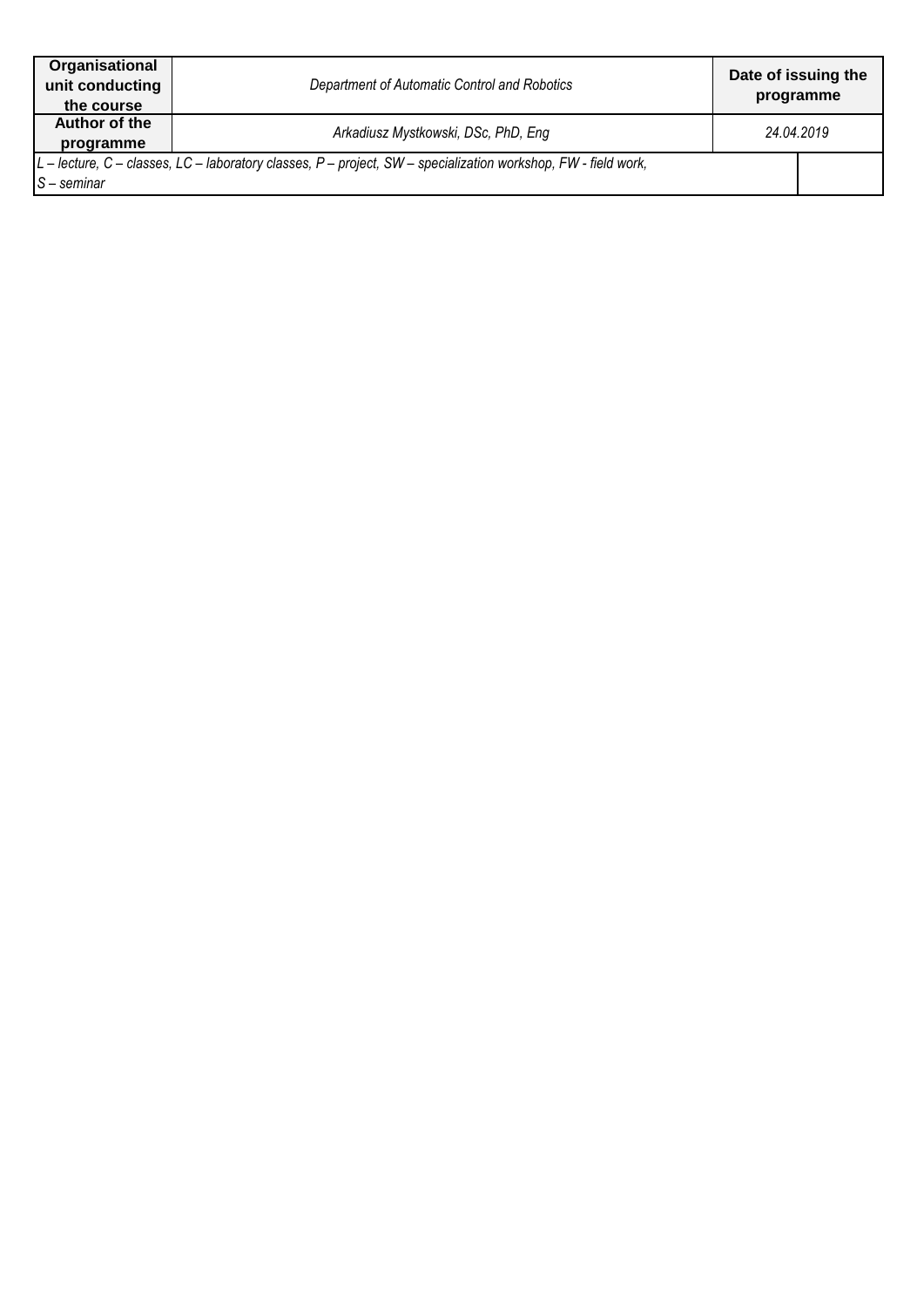| | | | |
|---|---|---|---|
| **Organisational unit conducting the course** | *Department of Automatic Control and Robotics* | **Date of issuing the programme** | |
| **Author of the programme** | *Arkadiusz Mystkowski, DSc, PhD, Eng* | *24.04.2019* | |
| *L – lecture, C – classes, LC – laboratory classes, P – project, SW – specialization workshop, FW - field work, S – seminar* | | | |